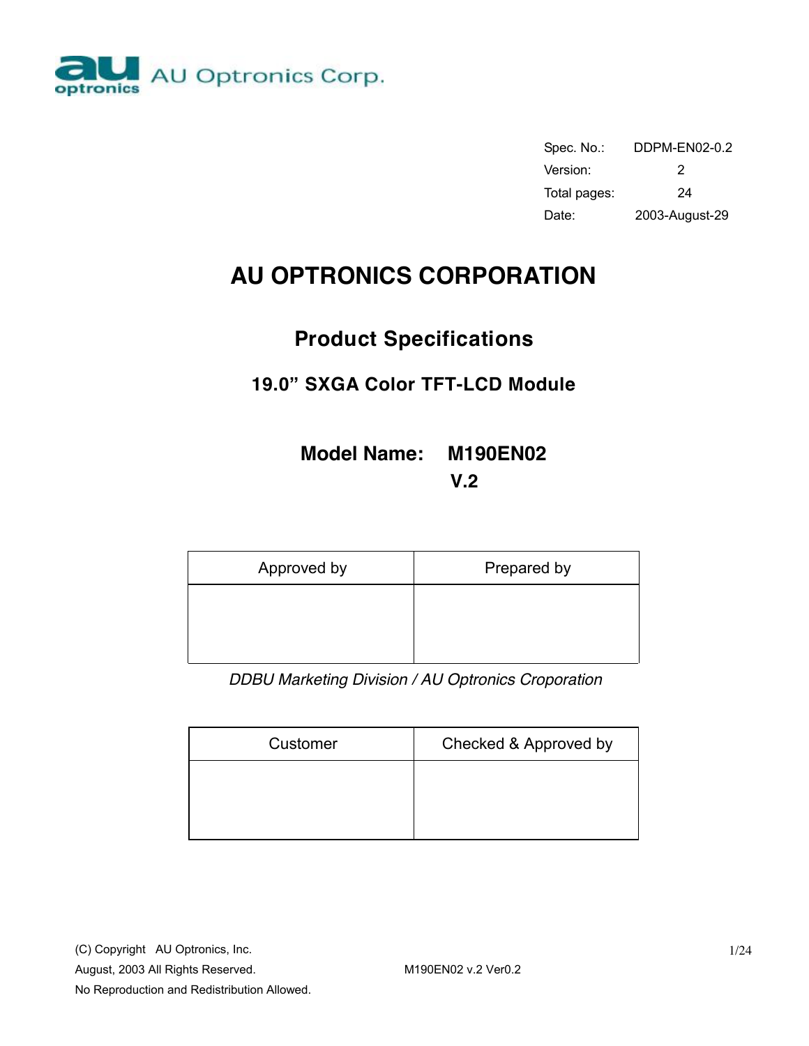AU Optronics Corp.

| Spec. No.: | DDPM-EN02-0.2 |
| --- | --- |
| Version: | 2 |
| Total pages: | 24 |
| Date: | 2003-August-29 |

# AU OPTRONICS CORPORATION

## Product Specifications

### 19.0" SXGA Color TFT-LCD Module

**Model Name: M190EN02**
**V.2**

| Approved by | Prepared by |
| --- | --- |
| | |

*DDBU Marketing Division / AU Optronics Croporation*

| Customer | Checked & Approved by |
| --- | --- |
| | |

(C) Copyright AU Optronics, Inc.
August, 2003 All Rights Reserved.
No Reproduction and Redistribution Allowed.

M190EN02 v.2 Ver0.2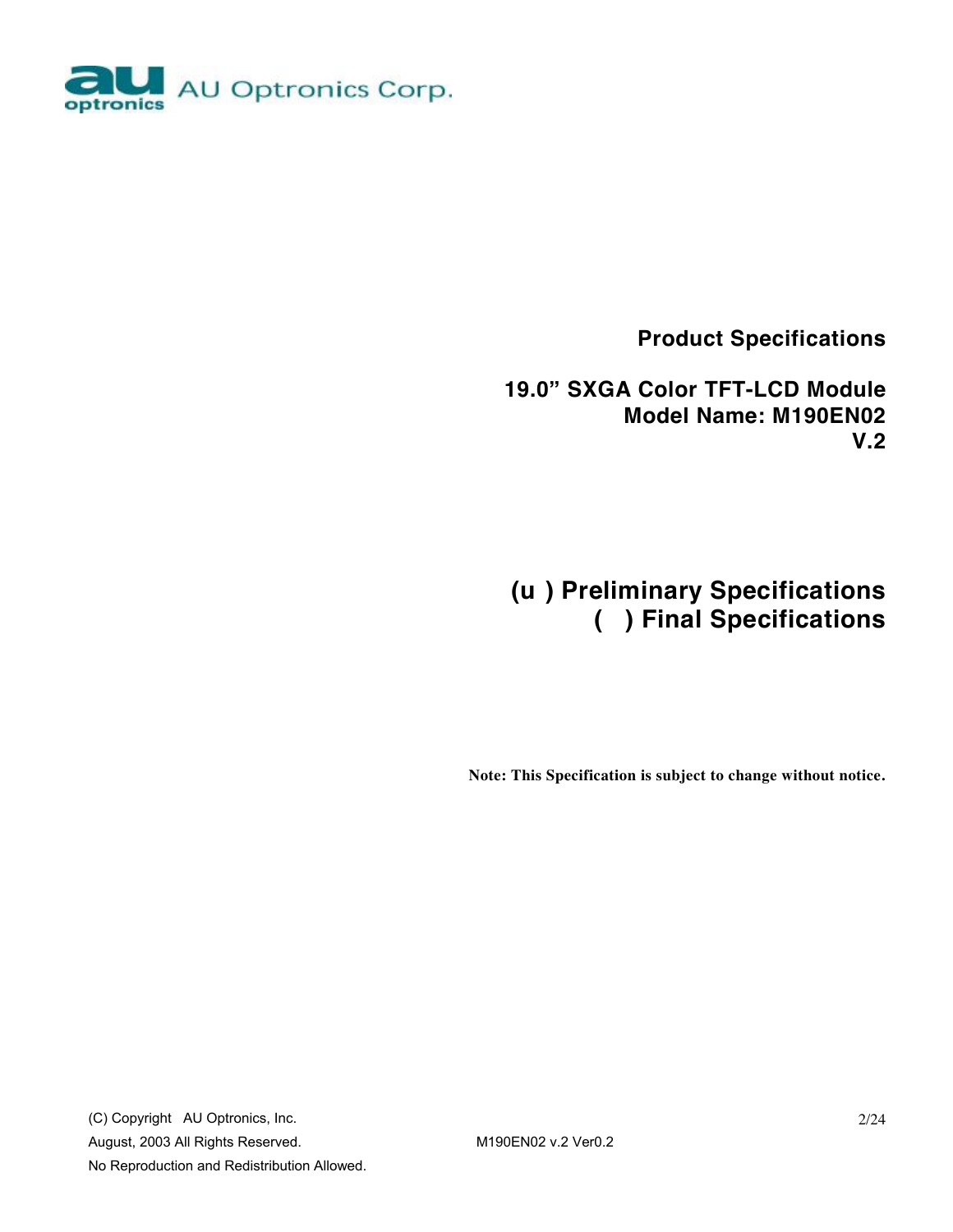AU Optronics Corp.

**Product Specifications**

**19.0" SXGA Color TFT-LCD Module**
**Model Name: M190EN02**
**V.2**

**(u ) Preliminary Specifications**
**( ) Final Specifications**

**Note: This Specification is subject to change without notice.**

(C) Copyright AU Optronics, Inc.
August, 2003 All Rights Reserved.
No Reproduction and Redistribution Allowed.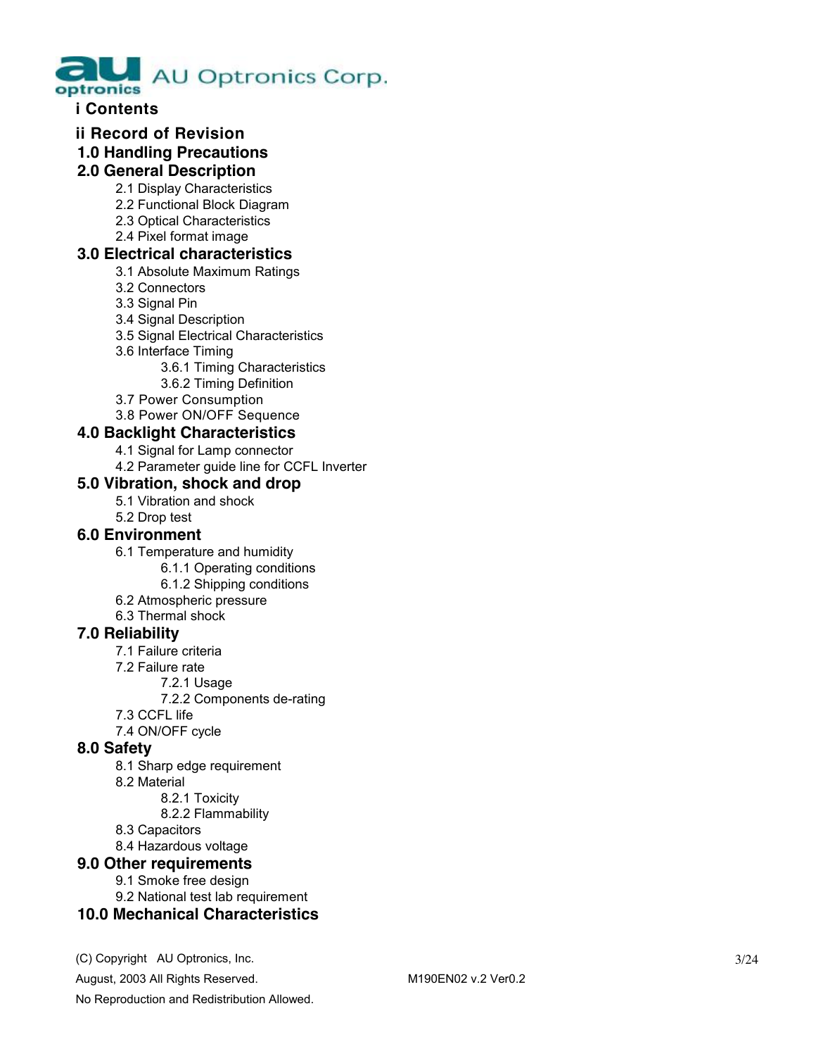## i Contents

## ii Record of Revision

## 1.0 Handling Precautions

## 2.0 General Description

- 2.1 Display Characteristics
- 2.2 Functional Block Diagram
- 2.3 Optical Characteristics
- 2.4 Pixel format image

## 3.0 Electrical characteristics

- 3.1 Absolute Maximum Ratings
- 3.2 Connectors
- 3.3 Signal Pin
- 3.4 Signal Description
- 3.5 Signal Electrical Characteristics
- 3.6 Interface Timing
  - 3.6.1 Timing Characteristics
  - 3.6.2 Timing Definition
- 3.7 Power Consumption
- 3.8 Power ON/OFF Sequence

## 4.0 Backlight Characteristics

- 4.1 Signal for Lamp connector
- 4.2 Parameter guide line for CCFL Inverter

## 5.0 Vibration, shock and drop

- 5.1 Vibration and shock
- 5.2 Drop test

## 6.0 Environment

- 6.1 Temperature and humidity
  - 6.1.1 Operating conditions
  - 6.1.2 Shipping conditions
- 6.2 Atmospheric pressure
- 6.3 Thermal shock

## 7.0 Reliability

- 7.1 Failure criteria
- 7.2 Failure rate
  - 7.2.1 Usage
  - 7.2.2 Components de-rating
- 7.3 CCFL life
- 7.4 ON/OFF cycle

## 8.0 Safety

- 8.1 Sharp edge requirement
- 8.2 Material
  - 8.2.1 Toxicity
  - 8.2.2 Flammability
- 8.3 Capacitors
- 8.4 Hazardous voltage

## 9.0 Other requirements

- 9.1 Smoke free design
- 9.2 National test lab requirement

## 10.0 Mechanical Characteristics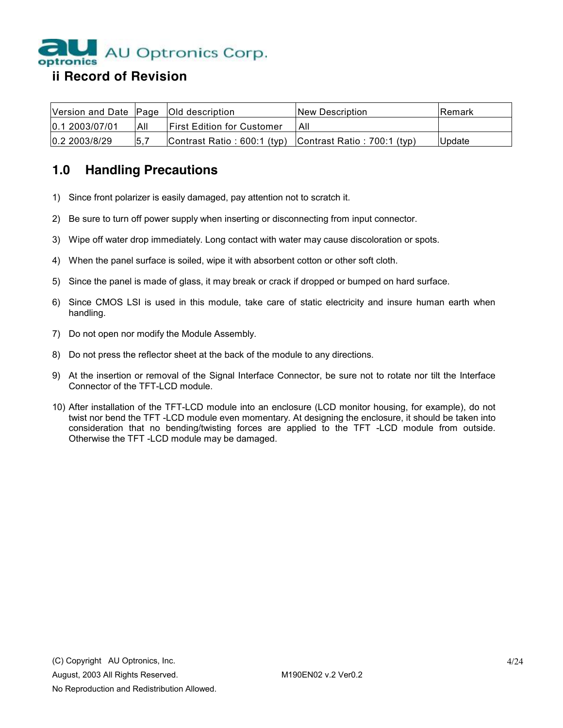## ii Record of Revision

| Version and Date | Page | Old description | New Description | Remark |
|---|---|---|---|---|
| 0.1 2003/07/01 | All | First Edition for Customer | All | |
| 0.2 2003/8/29 | 5,7 | Contrast Ratio : 600:1 (typ) | Contrast Ratio : 700:1 (typ) | Update |

## 1.0 Handling Precautions

1) Since front polarizer is easily damaged, pay attention not to scratch it.

2) Be sure to turn off power supply when inserting or disconnecting from input connector.

3) Wipe off water drop immediately. Long contact with water may cause discoloration or spots.

4) When the panel surface is soiled, wipe it with absorbent cotton or other soft cloth.

5) Since the panel is made of glass, it may break or crack if dropped or bumped on hard surface.

6) Since CMOS LSI is used in this module, take care of static electricity and insure human earth when handling.

7) Do not open nor modify the Module Assembly.

8) Do not press the reflector sheet at the back of the module to any directions.

9) At the insertion or removal of the Signal Interface Connector, be sure not to rotate nor tilt the Interface Connector of the TFT-LCD module.

10) After installation of the TFT-LCD module into an enclosure (LCD monitor housing, for example), do not twist nor bend the TFT -LCD module even momentary. At designing the enclosure, it should be taken into consideration that no bending/twisting forces are applied to the TFT -LCD module from outside. Otherwise the TFT -LCD module may be damaged.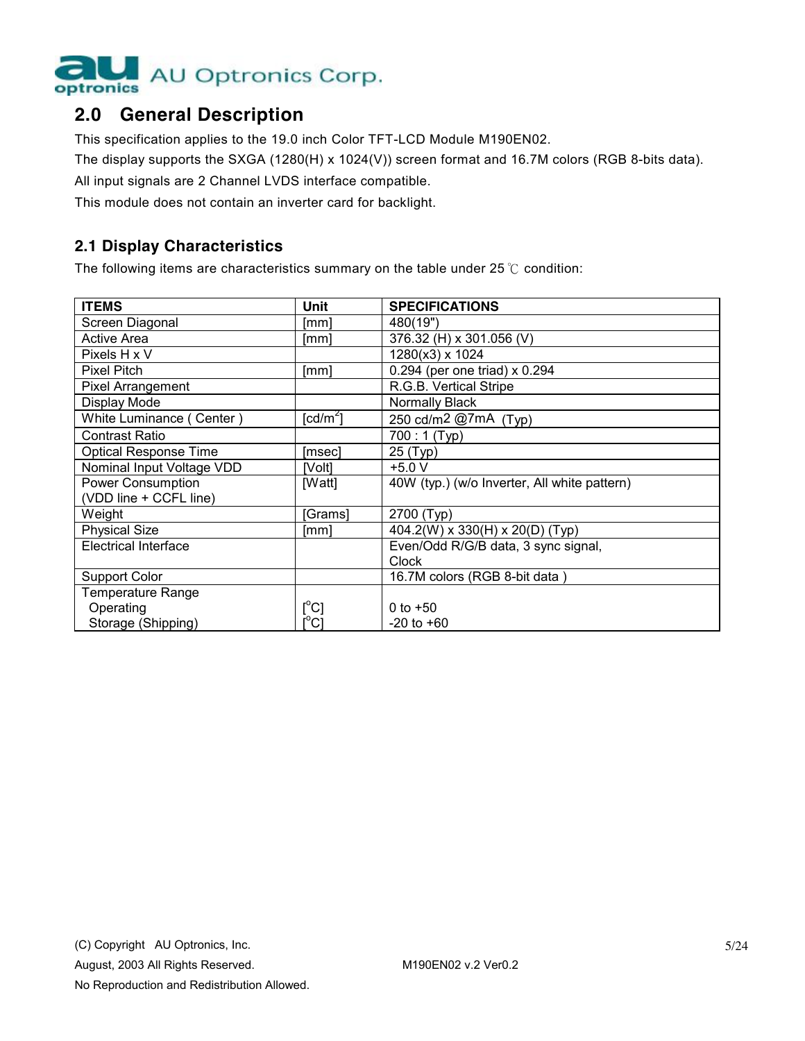## 2.0 General Description

This specification applies to the 19.0 inch Color TFT-LCD Module M190EN02.

The display supports the SXGA (1280(H) x 1024(V)) screen format and 16.7M colors (RGB 8-bits data).

All input signals are 2 Channel LVDS interface compatible.

This module does not contain an inverter card for backlight.

### 2.1 Display Characteristics

The following items are characteristics summary on the table under 25 ℃ condition:

| ITEMS | Unit | SPECIFICATIONS |
|---|---|---|
| Screen Diagonal | [mm] | 480(19") |
| Active Area | [mm] | 376.32 (H) x 301.056 (V) |
| Pixels H x V | | 1280(x3) x 1024 |
| Pixel Pitch | [mm] | 0.294 (per one triad) x 0.294 |
| Pixel Arrangement | | R.G.B. Vertical Stripe |
| Display Mode | | Normally Black |
| White Luminance ( Center ) | [cd/m$^2$] | 250 cd/m2 @7mA (Typ) |
| Contrast Ratio | | 700 : 1 (Typ) |
| Optical Response Time | [msec] | 25 (Typ) |
| Nominal Input Voltage VDD | [Volt] | +5.0 V |
| Power Consumption (VDD line + CCFL line) | [Watt] | 40W (typ.) (w/o Inverter, All white pattern) |
| Weight | [Grams] | 2700 (Typ) |
| Physical Size | [mm] | 404.2(W) x 330(H) x 20(D) (Typ) |
| Electrical Interface | | Even/Odd R/G/B data, 3 sync signal, Clock |
| Support Color | | 16.7M colors (RGB 8-bit data ) |
| Temperature Range | | |
| Operating | [$^o$C] | 0 to +50 |
| Storage (Shipping) | [$^o$C] | -20 to +60 |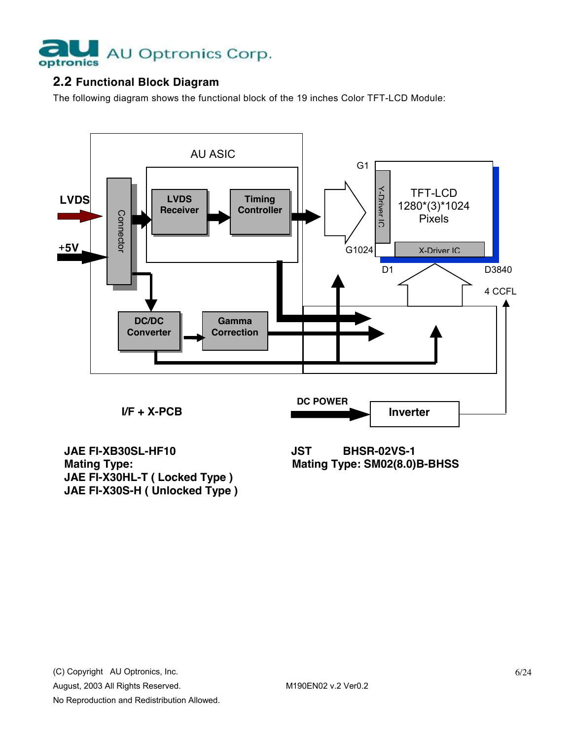## 2.2 Functional Block Diagram

The following diagram shows the functional block of the 19 inches Color TFT-LCD Module:

AU ASIC

LVDS

+5V

Connector

LVDS Receiver

Timing Controller

G1

G1024

Y-Driver IC

TFT-LCD
1280*(3)*1024
Pixels

X-Driver IC

D1

D3840

4 CCFL

DC/DC Converter

Gamma Correction

I/F + X-PCB

DC POWER

Inverter

**JAE FI-XB30SL-HF10**
**Mating Type:**
**JAE FI-X30HL-T ( Locked Type )**
**JAE FI-X30S-H ( Unlocked Type )**

**JST BHSR-02VS-1**
**Mating Type: SM02(8.0)B-BHSS**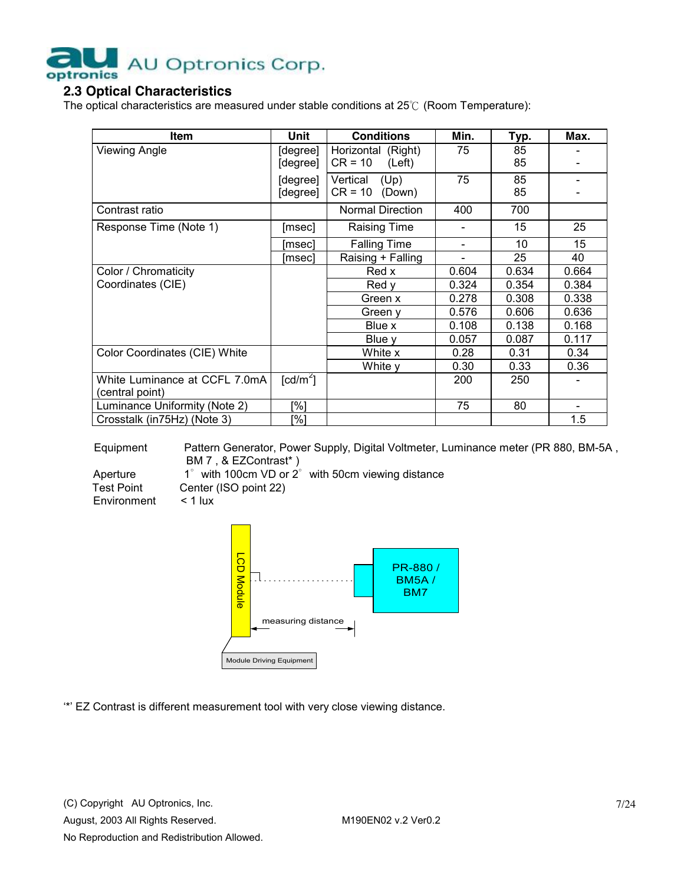## 2.3 Optical Characteristics

The optical characteristics are measured under stable conditions at 25℃ (Room Temperature):

| Item | Unit | Conditions | Min. | Typ. | Max. |
|---|---|---|---|---|---|
| Viewing Angle | [degree] | Horizontal (Right) | 75 | 85 | - |
| | [degree] | CR = 10 (Left) | | 85 | - |
| | [degree] | Vertical (Up) | 75 | 85 | - |
| | [degree] | CR = 10 (Down) | | 85 | - |
| Contrast ratio | | Normal Direction | 400 | 700 | |
| Response Time (Note 1) | [msec] | Raising Time | - | 15 | 25 |
| | [msec] | Falling Time | - | 10 | 15 |
| | [msec] | Raising + Falling | - | 25 | 40 |
| Color / Chromaticity Coordinates (CIE) | | Red x | 0.604 | 0.634 | 0.664 |
| | | Red y | 0.324 | 0.354 | 0.384 |
| | | Green x | 0.278 | 0.308 | 0.338 |
| | | Green y | 0.576 | 0.606 | 0.636 |
| | | Blue x | 0.108 | 0.138 | 0.168 |
| | | Blue y | 0.057 | 0.087 | 0.117 |
| Color Coordinates (CIE) White | | White x | 0.28 | 0.31 | 0.34 |
| | | White y | 0.30 | 0.33 | 0.36 |
| White Luminance at CCFL 7.0mA (central point) | [cd/m$^2$] | | 200 | 250 | - |
| Luminance Uniformity (Note 2) | [%] | | 75 | 80 | - |
| Crosstalk (in75Hz) (Note 3) | [%] | | | | 1.5 |

Equipment: Pattern Generator, Power Supply, Digital Voltmeter, Luminance meter (PR 880, BM-5A , BM 7 , & EZContrast* )

Aperture: 1° with 100cm VD or 2° with 50cm viewing distance

Test Point: Center (ISO point 22)

Environment: < 1 lux

LCD Module — measuring distance — PR-880 / BM5A / BM7

Module Driving Equipment

'*' EZ Contrast is different measurement tool with very close viewing distance.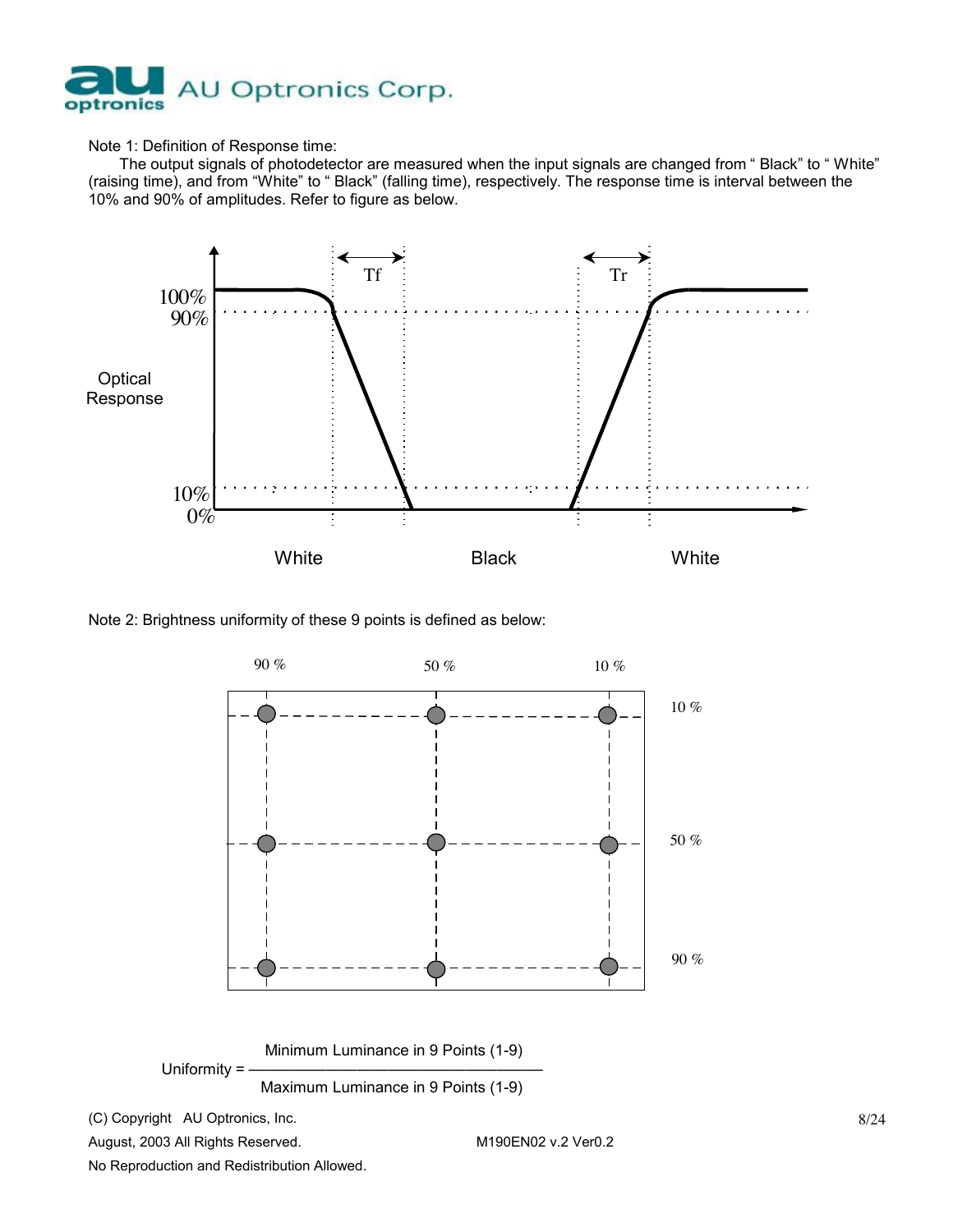Note 1: Definition of Response time:

The output signals of photodetector are measured when the input signals are changed from " Black" to " White" (raising time), and from "White" to " Black" (falling time), respectively. The response time is interval between the 10% and 90% of amplitudes. Refer to figure as below.

Note 2: Brightness uniformity of these 9 points is defined as below:

$$\text{Uniformity} = \frac{\text{Minimum Luminance in 9 Points (1-9)}}{\text{Maximum Luminance in 9 Points (1-9)}}$$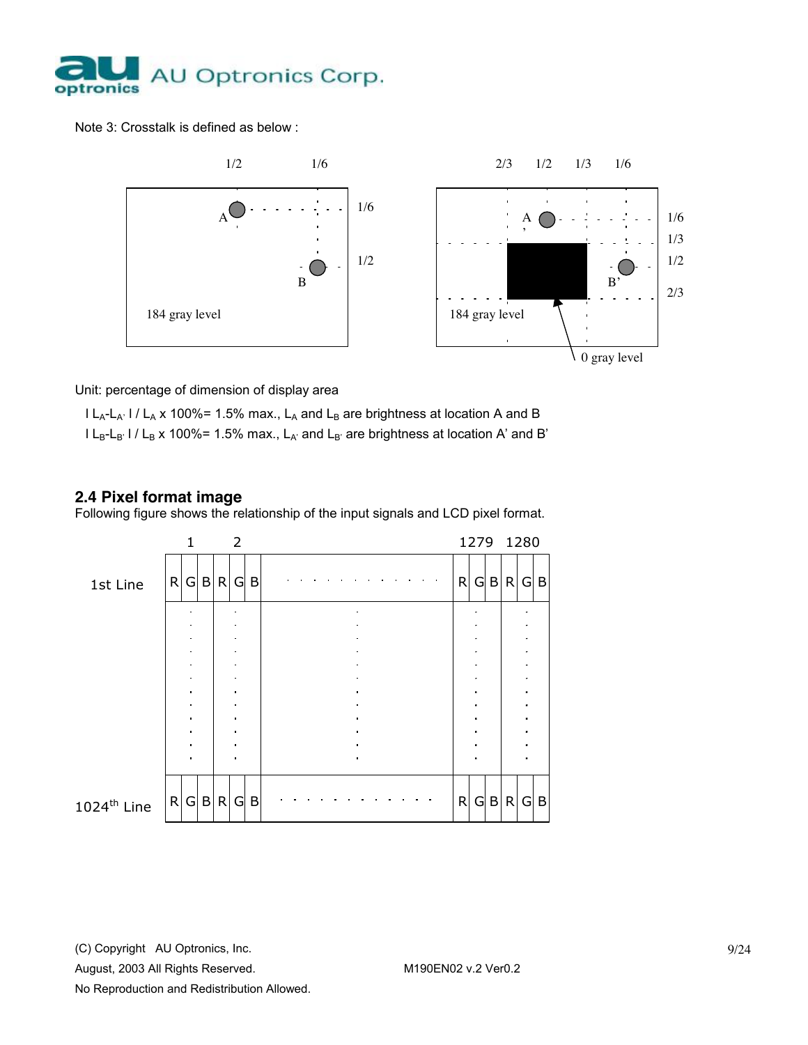Note 3: Crosstalk is defined as below :

Unit: percentage of dimension of display area

$| L_A - L_{A'} | / L_A \times 100\% = 1.5\%$ max., $L_A$ and $L_B$ are brightness at location A and B

$| L_B - L_{B'} | / L_B \times 100\% = 1.5\%$ max., $L_{A'}$ and $L_{B'}$ are brightness at location A' and B'

## 2.4 Pixel format image

Following figure shows the relationship of the input signals and LCD pixel format.

| | 1 | | | 2 | | | ... | 1279 | | | 1280 | | |
|---|---|---|---|---|---|---|---|---|---|---|---|---|---|
| 1st Line | R | G | B | R | G | B | ... | R | G | B | R | G | B |
| : | : | | | : | | | : | : | | | : | | |
| 1024th Line | R | G | B | R | G | B | ... | R | G | B | R | G | B |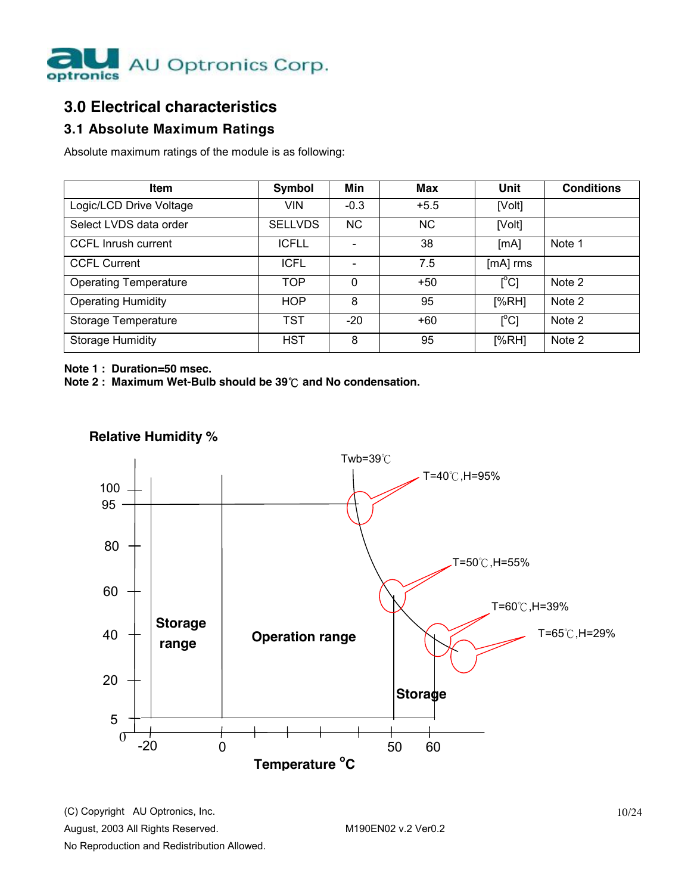## 3.0 Electrical characteristics

### 3.1 Absolute Maximum Ratings

Absolute maximum ratings of the module is as following:

| Item | Symbol | Min | Max | Unit | Conditions |
|---|---|---|---|---|---|
| Logic/LCD Drive Voltage | VIN | -0.3 | +5.5 | [Volt] | |
| Select LVDS data order | SELLVDS | NC | NC | [Volt] | |
| CCFL Inrush current | ICFLL | - | 38 | [mA] | Note 1 |
| CCFL Current | ICFL | - | 7.5 | [mA] rms | |
| Operating Temperature | TOP | 0 | +50 | [°C] | Note 2 |
| Operating Humidity | HOP | 8 | 95 | [%RH] | Note 2 |
| Storage Temperature | TST | -20 | +60 | [°C] | Note 2 |
| Storage Humidity | HST | 8 | 95 | [%RH] | Note 2 |

**Note 1 : Duration=50 msec.**
**Note 2 : Maximum Wet-Bulb should be 39℃ and No condensation.**

**Relative Humidity %**

Twb=39℃

T=40℃,H=95%

T=50℃,H=55%

T=60℃,H=39%

T=65℃,H=29%

Storage range

Operation range

Storage

**Temperature °C**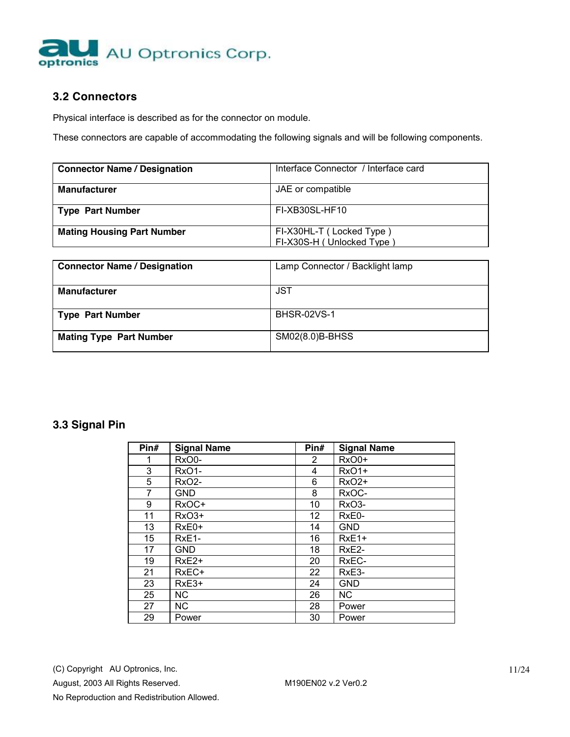## 3.2 Connectors

Physical interface is described as for the connector on module.

These connectors are capable of accommodating the following signals and will be following components.

| **Connector Name / Designation** | Interface Connector / Interface card |
|---|---|
| **Manufacturer** | JAE or compatible |
| **Type Part Number** | FI-XB30SL-HF10 |
| **Mating Housing Part Number** | FI-X30HL-T ( Locked Type )<br>FI-X30S-H ( Unlocked Type ) |

| **Connector Name / Designation** | Lamp Connector / Backlight lamp |
|---|---|
| **Manufacturer** | JST |
| **Type Part Number** | BHSR-02VS-1 |
| **Mating Type Part Number** | SM02(8.0)B-BHSS |

## 3.3 Signal Pin

| Pin# | Signal Name | Pin# | Signal Name |
|---|---|---|---|
| 1 | RxO0- | 2 | RxO0+ |
| 3 | RxO1- | 4 | RxO1+ |
| 5 | RxO2- | 6 | RxO2+ |
| 7 | GND | 8 | RxOC- |
| 9 | RxOC+ | 10 | RxO3- |
| 11 | RxO3+ | 12 | RxE0- |
| 13 | RxE0+ | 14 | GND |
| 15 | RxE1- | 16 | RxE1+ |
| 17 | GND | 18 | RxE2- |
| 19 | RxE2+ | 20 | RxEC- |
| 21 | RxEC+ | 22 | RxE3- |
| 23 | RxE3+ | 24 | GND |
| 25 | NC | 26 | NC |
| 27 | NC | 28 | Power |
| 29 | Power | 30 | Power |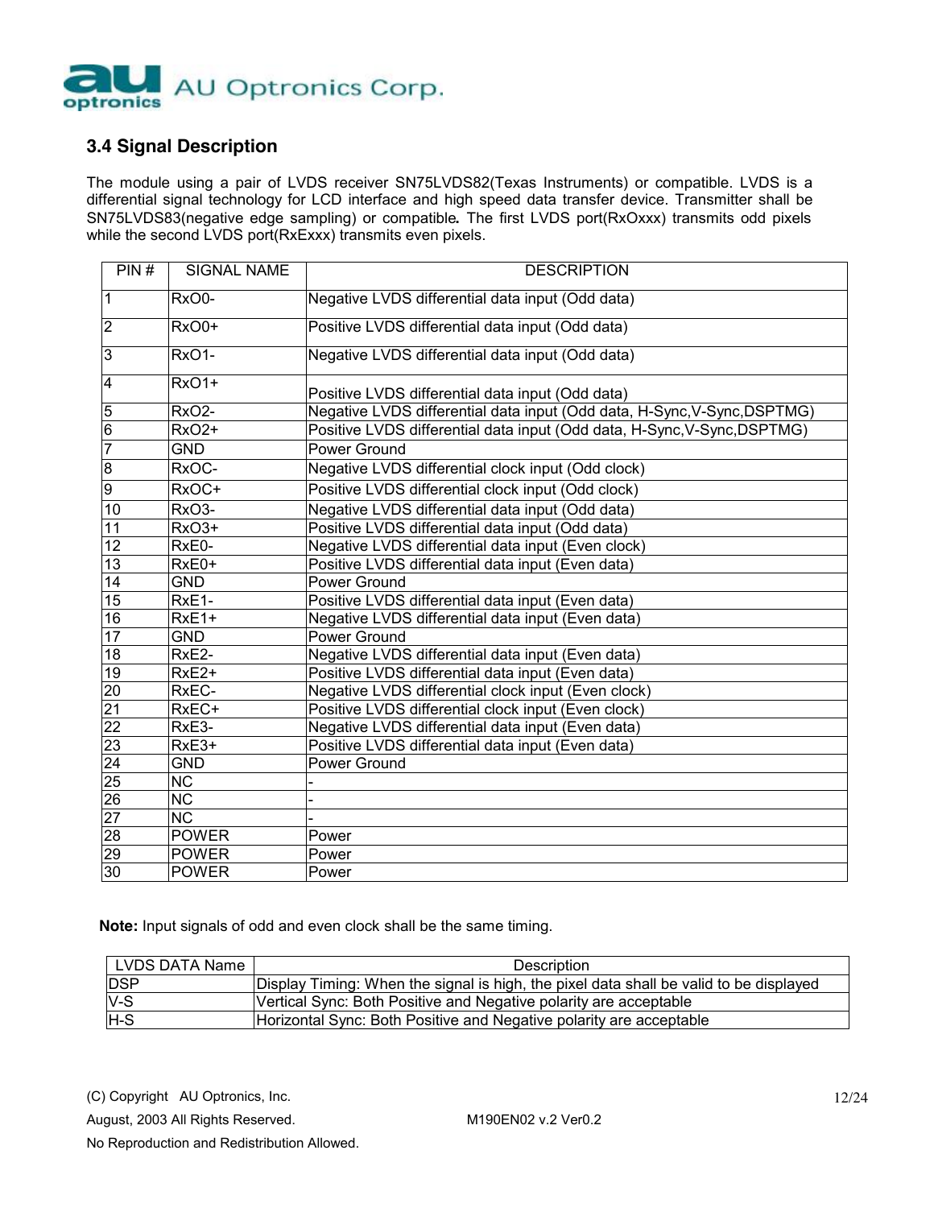## 3.4 Signal Description

The module using a pair of LVDS receiver SN75LVDS82(Texas Instruments) or compatible. LVDS is a differential signal technology for LCD interface and high speed data transfer device. Transmitter shall be SN75LVDS83(negative edge sampling) or compatible**.** The first LVDS port(RxOxxx) transmits odd pixels while the second LVDS port(RxExxx) transmits even pixels.

| PIN # | SIGNAL NAME | DESCRIPTION |
|---|---|---|
| 1 | RxO0- | Negative LVDS differential data input (Odd data) |
| 2 | RxO0+ | Positive LVDS differential data input (Odd data) |
| 3 | RxO1- | Negative LVDS differential data input (Odd data) |
| 4 | RxO1+ | Positive LVDS differential data input (Odd data) |
| 5 | RxO2- | Negative LVDS differential data input (Odd data, H-Sync,V-Sync,DSPTMG) |
| 6 | RxO2+ | Positive LVDS differential data input (Odd data, H-Sync,V-Sync,DSPTMG) |
| 7 | GND | Power Ground |
| 8 | RxOC- | Negative LVDS differential clock input (Odd clock) |
| 9 | RxOC+ | Positive LVDS differential clock input (Odd clock) |
| 10 | RxO3- | Negative LVDS differential data input (Odd data) |
| 11 | RxO3+ | Positive LVDS differential data input (Odd data) |
| 12 | RxE0- | Negative LVDS differential data input (Even clock) |
| 13 | RxE0+ | Positive LVDS differential data input (Even data) |
| 14 | GND | Power Ground |
| 15 | RxE1- | Positive LVDS differential data input (Even data) |
| 16 | RxE1+ | Negative LVDS differential data input (Even data) |
| 17 | GND | Power Gound |
| 18 | RxE2- | Negative LVDS differential data input (Even data) |
| 19 | RxE2+ | Positive LVDS differential data input (Even data) |
| 20 | RxEC- | Negative LVDS differential clock input (Even clock) |
| 21 | RxEC+ | Positive LVDS differential clock input (Even clock) |
| 22 | RxE3- | Negative LVDS differential data input (Even data) |
| 23 | RxE3+ | Positive LVDS differential data input (Even data) |
| 24 | GND | Power Ground |
| 25 | NC | - |
| 26 | NC | - |
| 27 | NC | - |
| 28 | POWER | Power |
| 29 | POWER | Power |
| 30 | POWER | Power |

**Note:** Input signals of odd and even clock shall be the same timing.

| LVDS DATA Name | Description |
|---|---|
| DSP | Display Timing: When the signal is high, the pixel data shall be valid to be displayed |
| V-S | Vertical Sync: Both Positive and Negative polarity are acceptable |
| H-S | Horizontal Sync: Both Positive and Negative polarity are acceptable |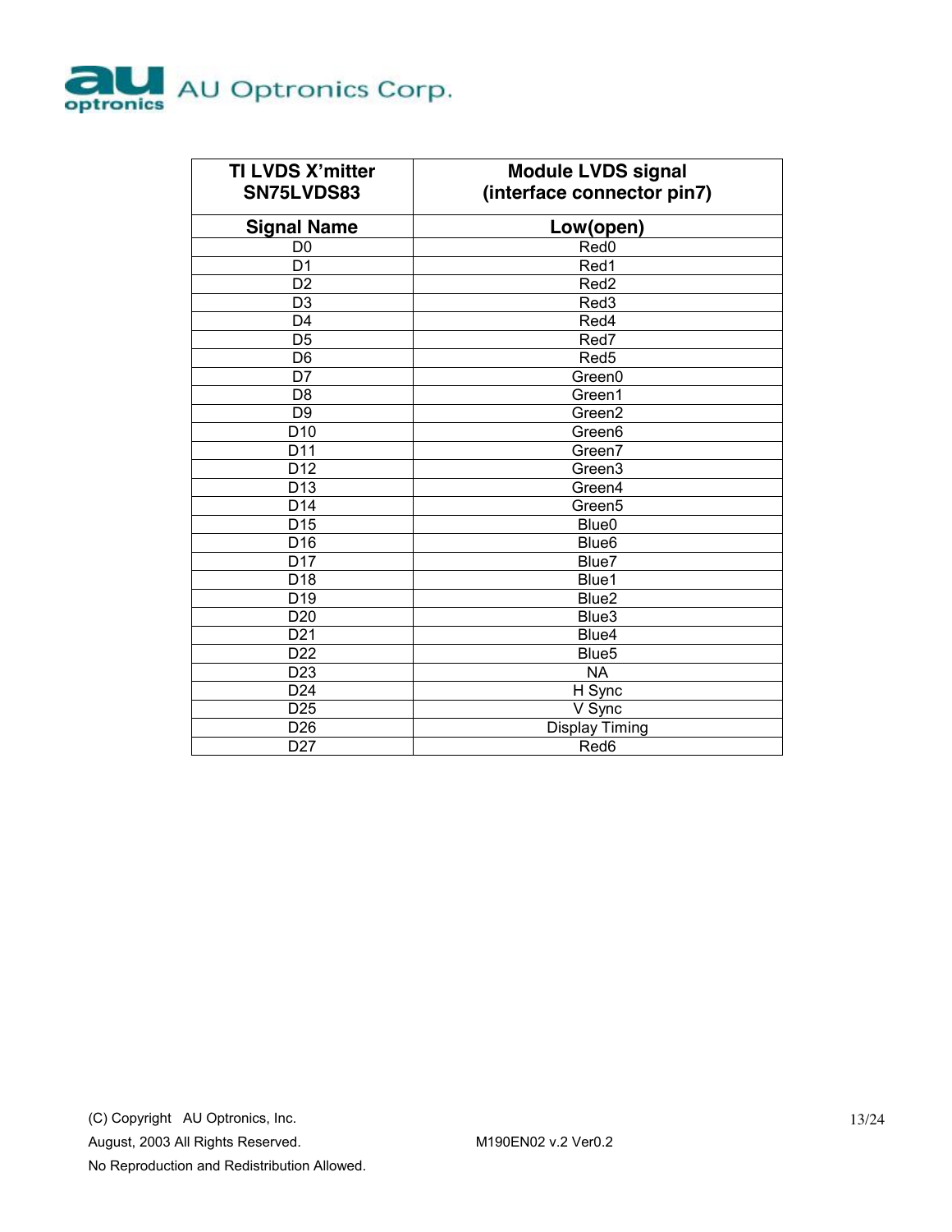| TI LVDS X'mitter SN75LVDS83 | Module LVDS signal (interface connector pin7) |
|---|---|
| **Signal Name** | **Low(open)** |
| D0 | Red0 |
| D1 | Red1 |
| D2 | Red2 |
| D3 | Red3 |
| D4 | Red4 |
| D5 | Red7 |
| D6 | Red5 |
| D7 | Green0 |
| D8 | Green1 |
| D9 | Green2 |
| D10 | Green6 |
| D11 | Green7 |
| D12 | Green3 |
| D13 | Green4 |
| D14 | Green5 |
| D15 | Blue0 |
| D16 | Blue6 |
| D17 | Blue7 |
| D18 | Blue1 |
| D19 | Blue2 |
| D20 | Blue3 |
| D21 | Blue4 |
| D22 | Blue5 |
| D23 | NA |
| D24 | H Sync |
| D25 | V Sync |
| D26 | Display Timing |
| D27 | Red6 |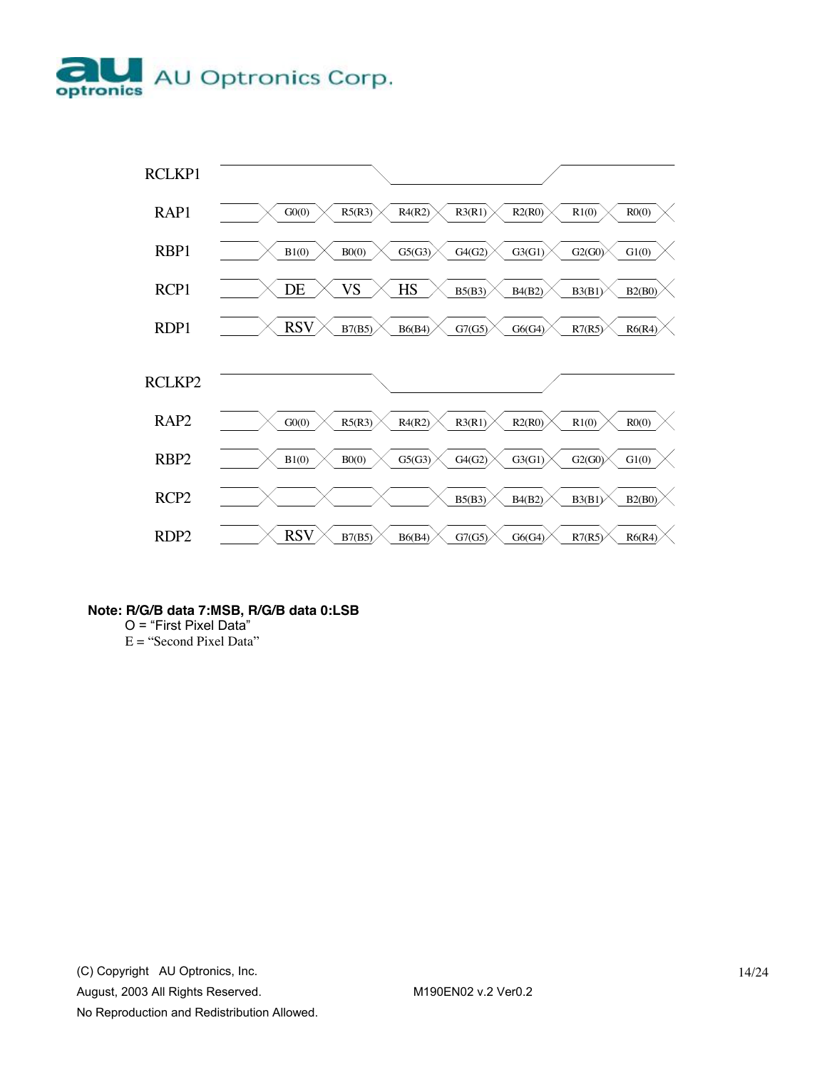| Signal | | | | | | | |
|---|---|---|---|---|---|---|---|
| RCLKP1 | | | | | | | |
| RAP1 | G0(0) | R5(R3) | R4(R2) | R3(R1) | R2(R0) | R1(0) | R0(0) |
| RBP1 | B1(0) | B0(0) | G5(G3) | G4(G2) | G3(G1) | G2(G0) | G1(0) |
| RCP1 | DE | VS | HS | B5(B3) | B4(B2) | B3(B1) | B2(B0) |
| RDP1 | RSV | B7(B5) | B6(B4) | G7(G5) | G6(G4) | R7(R5) | R6(R4) |
| RCLKP2 | | | | | | | |
| RAP2 | G0(0) | R5(R3) | R4(R2) | R3(R1) | R2(R0) | R1(0) | R0(0) |
| RBP2 | B1(0) | B0(0) | G5(G3) | G4(G2) | G3(G1) | G2(G0) | G1(0) |
| RCP2 | | | | B5(B3) | B4(B2) | B3(B1) | B2(B0) |
| RDP2 | RSV | B7(B5) | B6(B4) | G7(G5) | G6(G4) | R7(R5) | R6(R4) |

**Note: R/G/B data 7:MSB, R/G/B data 0:LSB**

O = "First Pixel Data"

E = "Second Pixel Data"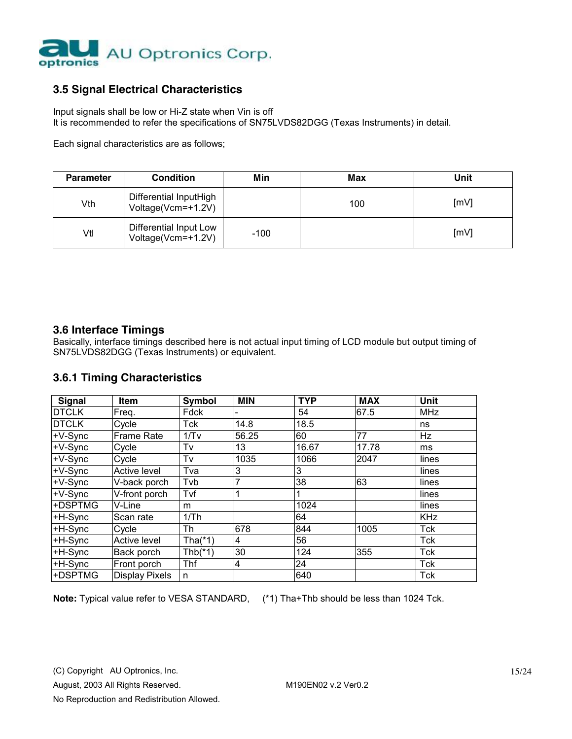## 3.5 Signal Electrical Characteristics

Input signals shall be low or Hi-Z state when Vin is off
It is recommended to refer the specifications of SN75LVDS82DGG (Texas Instruments) in detail.

Each signal characteristics are as follows;

| Parameter | Condition | Min | Max | Unit |
|---|---|---|---|---|
| Vth | Differential InputHigh Voltage(Vcm=+1.2V) | | 100 | [mV] |
| Vtl | Differential Input Low Voltage(Vcm=+1.2V) | -100 | | [mV] |

## 3.6 Interface Timings

Basically, interface timings described here is not actual input timing of LCD module but output timing of SN75LVDS82DGG (Texas Instruments) or equivalent.

### 3.6.1 Timing Characteristics

| Signal | Item | Symbol | MIN | TYP | MAX | Unit |
|---|---|---|---|---|---|---|
| DTCLK | Freq. | Fdck | - | 54 | 67.5 | MHz |
| DTCLK | Cycle | Tck | 14.8 | 18.5 | | ns |
| +V-Sync | Frame Rate | 1/Tv | 56.25 | 60 | 77 | Hz |
| +V-Sync | Cycle | Tv | 13 | 16.67 | 17.78 | ms |
| +V-Sync | Cycle | Tv | 1035 | 1066 | 2047 | lines |
| +V-Sync | Active level | Tva | 3 | 3 | | lines |
| +V-Sync | V-back porch | Tvb | 7 | 38 | 63 | lines |
| +V-Sync | V-front porch | Tvf | 1 | 1 | | lines |
| +DSPTMG | V-Line | m | | 1024 | | lines |
| +H-Sync | Scan rate | 1/Th | | 64 | | KHz |
| +H-Sync | Cycle | Th | 678 | 844 | 1005 | Tck |
| +H-Sync | Active level | Tha(*1) | 4 | 56 | | Tck |
| +H-Sync | Back porch | Thb(*1) | 30 | 124 | 355 | Tck |
| +H-Sync | Front porch | Thf | 4 | 24 | | Tck |
| +DSPTMG | Display Pixels | n | | 640 | | Tck |

**Note:** Typical value refer to VESA STANDARD, (*1) Tha+Thb should be less than 1024 Tck.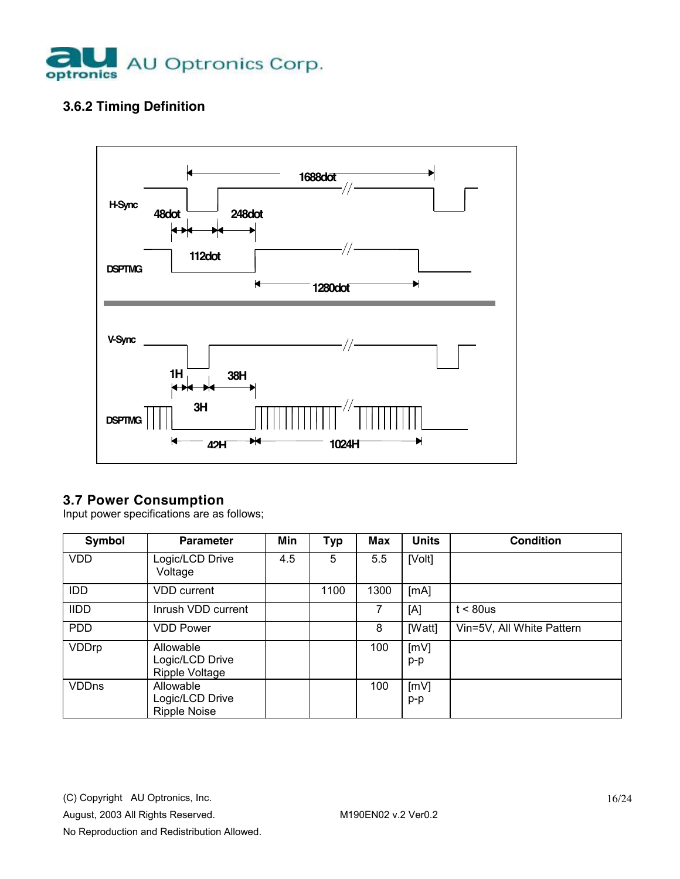### 3.6.2 Timing Definition

H-Sync

1688dot

48dot 248dot

112dot

DSPTMG

1280dot

V-Sync

1H 38H

3H

DSPTMG

42H 1024H

## 3.7 Power Consumption

Input power specifications are as follows;

| Symbol | Parameter | Min | Typ | Max | Units | Condition |
|---|---|---|---|---|---|---|
| VDD | Logic/LCD Drive Voltage | 4.5 | 5 | 5.5 | [Volt] | |
| IDD | VDD current | | 1100 | 1300 | [mA] | |
| IIDD | Inrush VDD current | | | 7 | [A] | t < 80us |
| PDD | VDD Power | | | 8 | [Watt] | Vin=5V, All White Pattern |
| VDDrp | Allowable Logic/LCD Drive Ripple Voltage | | | 100 | [mV] p-p | |
| VDDns | Allowable Logic/LCD Drive Ripple Noise | | | 100 | [mV] p-p | |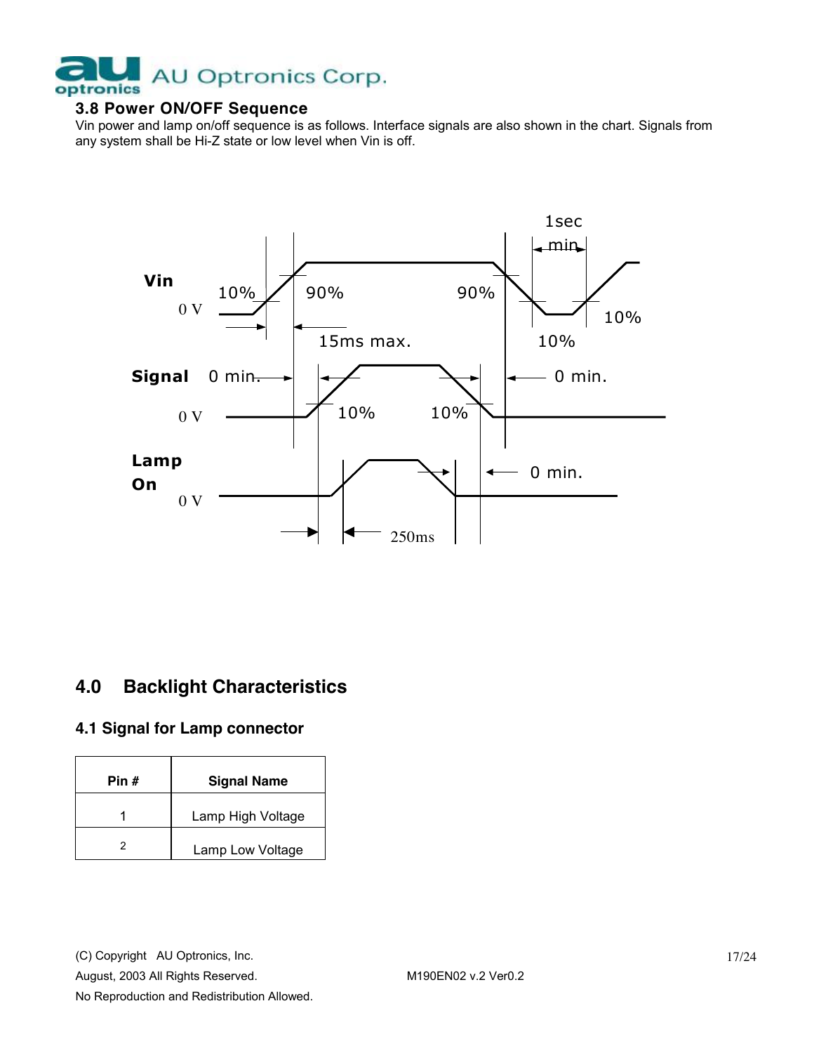### 3.8 Power ON/OFF Sequence

Vin power and lamp on/off sequence is as follows. Interface signals are also shown in the chart. Signals from any system shall be Hi-Z state or low level when Vin is off.

## 4.0 Backlight Characteristics

### 4.1 Signal for Lamp connector

| Pin # | Signal Name |
|---|---|
| 1 | Lamp High Voltage |
| 2 | Lamp Low Voltage |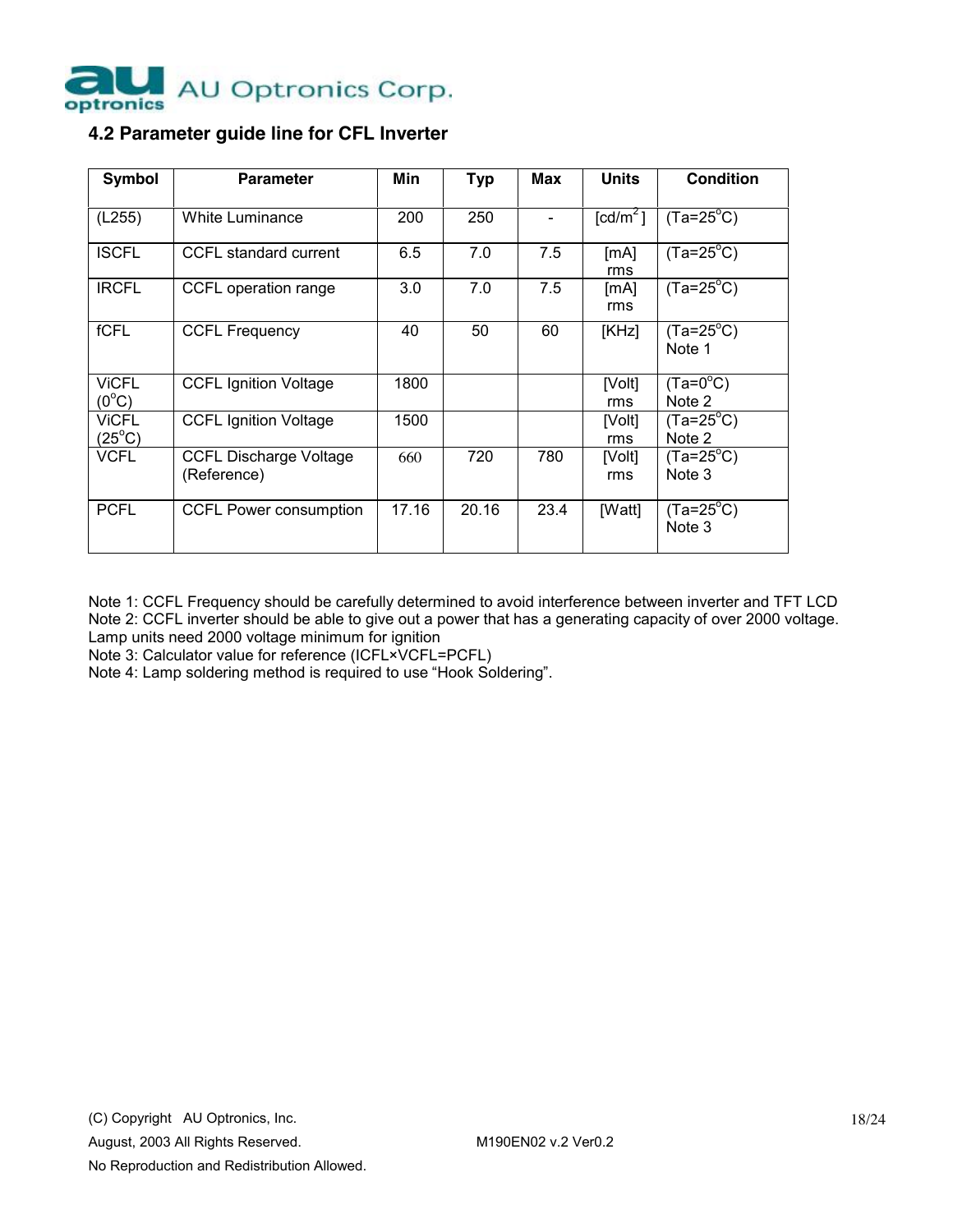## 4.2 Parameter guide line for CFL Inverter

| Symbol | Parameter | Min | Typ | Max | Units | Condition |
|---|---|---|---|---|---|---|
| (L255) | White Luminance | 200 | 250 | - | [$cd/m^2$] | (Ta=25°C) |
| ISCFL | CCFL standard current | 6.5 | 7.0 | 7.5 | [mA] rms | (Ta=25°C) |
| IRCFL | CCFL operation range | 3.0 | 7.0 | 7.5 | [mA] rms | (Ta=25°C) |
| fCFL | CCFL Frequency | 40 | 50 | 60 | [KHz] | (Ta=25°C) Note 1 |
| ViCFL (0°C) | CCFL Ignition Voltage | 1800 | | | [Volt] rms | (Ta=0°C) Note 2 |
| ViCFL (25°C) | CCFL Ignition Voltage | 1500 | | | [Volt] rms | (Ta=25°C) Note 2 |
| VCFL | CCFL Discharge Voltage (Reference) | 660 | 720 | 780 | [Volt] rms | (Ta=25°C) Note 3 |
| PCFL | CCFL Power consumption | 17.16 | 20.16 | 23.4 | [Watt] | (Ta=25°C) Note 3 |

Note 1: CCFL Frequency should be carefully determined to avoid interference between inverter and TFT LCD

Note 2: CCFL inverter should be able to give out a power that has a generating capacity of over 2000 voltage. Lamp units need 2000 voltage minimum for ignition

Note 3: Calculator value for reference (ICFL×VCFL=PCFL)

Note 4: Lamp soldering method is required to use "Hook Soldering".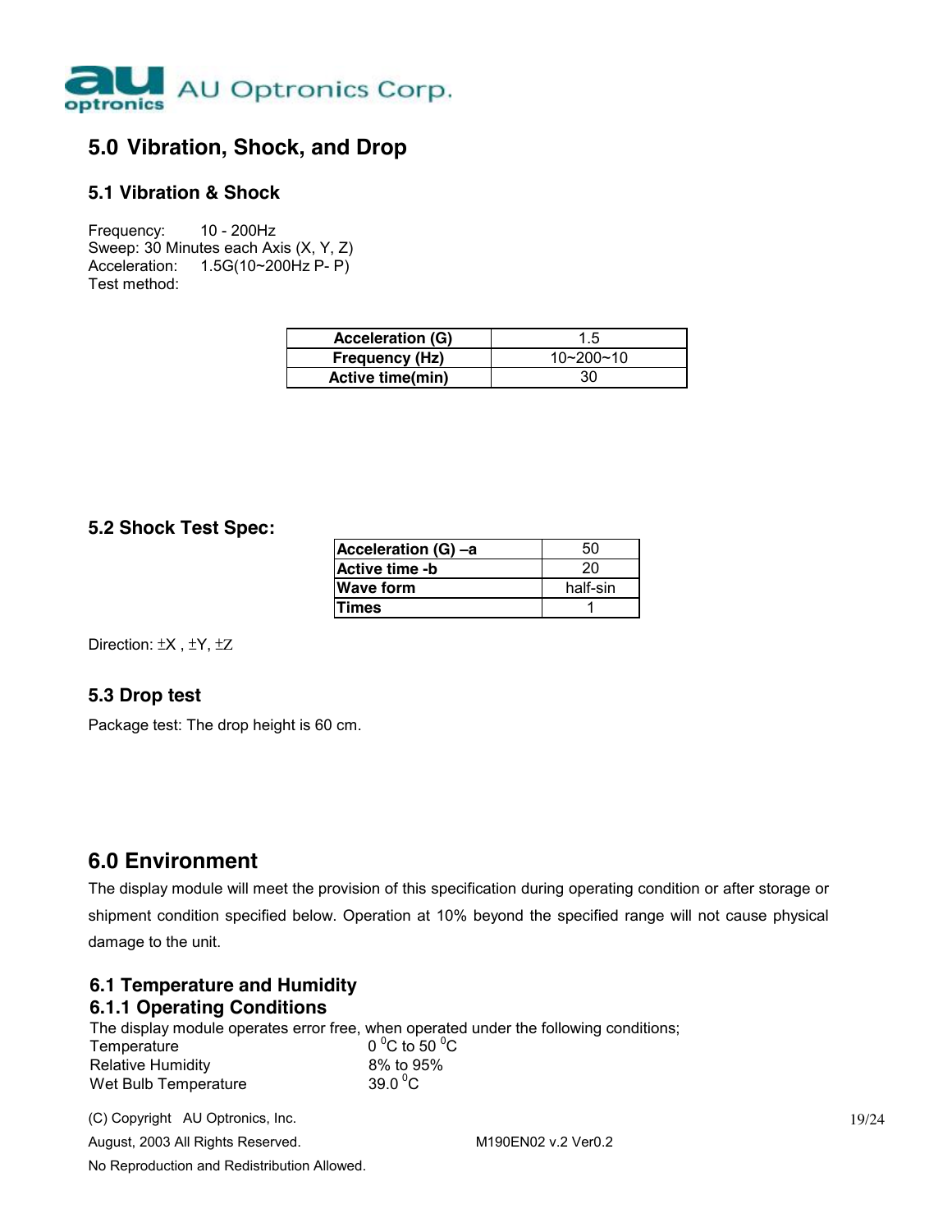## 5.0 Vibration, Shock, and Drop

### 5.1 Vibration & Shock

Frequency: 10 - 200Hz
Sweep: 30 Minutes each Axis (X, Y, Z)
Acceleration: 1.5G(10~200Hz P- P)
Test method:

| Acceleration (G) | 1.5 |
|---|---|
| Frequency (Hz) | 10~200~10 |
| Active time(min) | 30 |

### 5.2 Shock Test Spec:

| Acceleration (G) –a | 50 |
|---|---|
| Active time -b | 20 |
| Wave form | half-sin |
| Times | 1 |

Direction: ±X , ±Y, ±Z

### 5.3 Drop test

Package test: The drop height is 60 cm.

## 6.0 Environment

The display module will meet the provision of this specification during operating condition or after storage or shipment condition specified below. Operation at 10% beyond the specified range will not cause physical damage to the unit.

### 6.1 Temperature and Humidity

### 6.1.1 Operating Conditions

The display module operates error free, when operated under the following conditions;

| | |
|---|---|
| Temperature | $0\,^0$C to $50\,^0$C |
| Relative Humidity | 8% to 95% |
| Wet Bulb Temperature | $39.0\,^0$C |

(C) Copyright AU Optronics, Inc.
August, 2003 All Rights Reserved. M190EN02 v.2 Ver0.2
No Reproduction and Redistribution Allowed.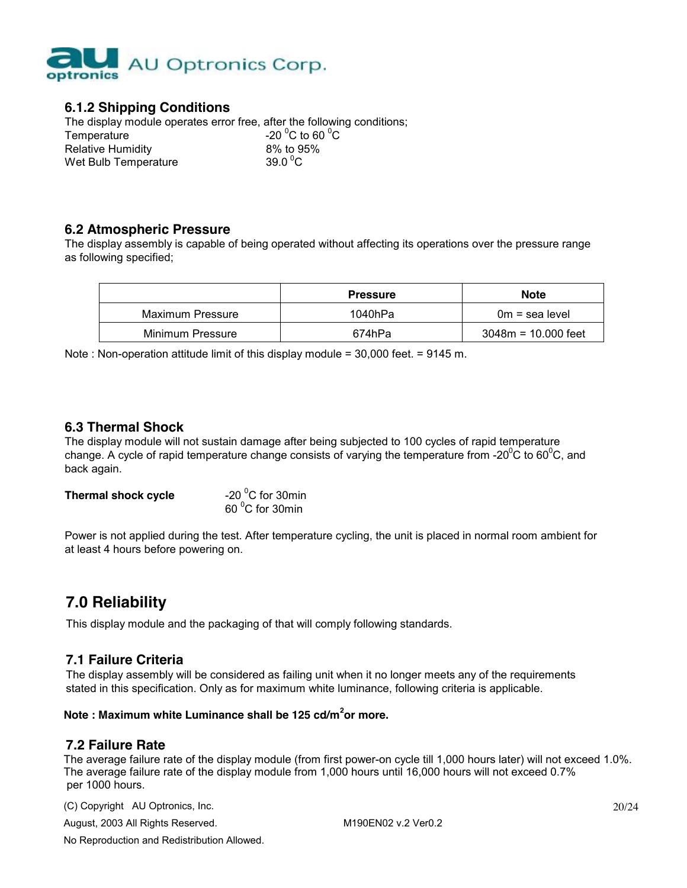### 6.1.2 Shipping Conditions

The display module operates error free, after the following conditions;

Temperature: -20 $^0$C to 60 $^0$C
Relative Humidity: 8% to 95%
Wet Bulb Temperature: 39.0 $^0$C

### 6.2 Atmospheric Pressure

The display assembly is capable of being operated without affecting its operations over the pressure range as following specified;

| | Pressure | Note |
|---|---|---|
| Maximum Pressure | 1040hPa | 0m = sea level |
| Minimum Pressure | 674hPa | 3048m = 10.000 feet |

Note : Non-operation attitude limit of this display module = 30,000 feet. = 9145 m.

### 6.3 Thermal Shock

The display module will not sustain damage after being subjected to 100 cycles of rapid temperature change. A cycle of rapid temperature change consists of varying the temperature from -20$^0$C to 60$^0$C, and back again.

**Thermal shock cycle**
-20 $^0$C for 30min
60 $^0$C for 30min

Power is not applied during the test. After temperature cycling, the unit is placed in normal room ambient for at least 4 hours before powering on.

## 7.0 Reliability

This display module and the packaging of that will comply following standards.

### 7.1 Failure Criteria

The display assembly will be considered as failing unit when it no longer meets any of the requirements stated in this specification. Only as for maximum white luminance, following criteria is applicable.

**Note : Maximum white Luminance shall be 125 cd/m$^2$or more.**

### 7.2 Failure Rate

The average failure rate of the display module (from first power-on cycle till 1,000 hours later) will not exceed 1.0%.
The average failure rate of the display module from 1,000 hours until 16,000 hours will not exceed 0.7% per 1000 hours.

(C) Copyright AU Optronics, Inc.
August, 2003 All Rights Reserved. M190EN02 v.2 Ver0.2
No Reproduction and Redistribution Allowed.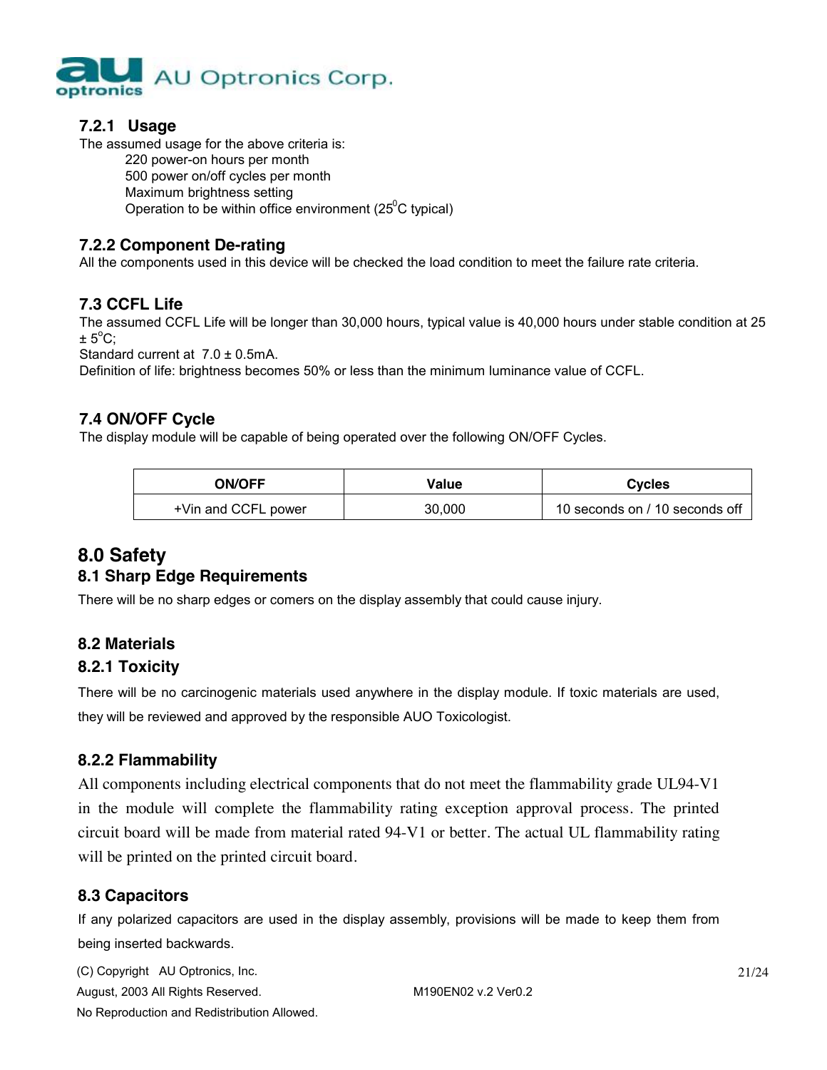#### 7.2.1 Usage

The assumed usage for the above criteria is:

- 220 power-on hours per month
- 500 power on/off cycles per month
- Maximum brightness setting
- Operation to be within office environment ($25^{0}$C typical)

#### 7.2.2 Component De-rating

All the components used in this device will be checked the load condition to meet the failure rate criteria.

### 7.3 CCFL Life

The assumed CCFL Life will be longer than 30,000 hours, typical value is 40,000 hours under stable condition at 25 ± 5$^{o}$C;

Standard current at 7.0 ± 0.5mA.

Definition of life: brightness becomes 50% or less than the minimum luminance value of CCFL.

### 7.4 ON/OFF Cycle

The display module will be capable of being operated over the following ON/OFF Cycles.

| ON/OFF | Value | Cycles |
| --- | --- | --- |
| +Vin and CCFL power | 30,000 | 10 seconds on / 10 seconds off |

## 8.0 Safety

### 8.1 Sharp Edge Requirements

There will be no sharp edges or comers on the display assembly that could cause injury.

### 8.2 Materials

#### 8.2.1 Toxicity

There will be no carcinogenic materials used anywhere in the display module. If toxic materials are used, they will be reviewed and approved by the responsible AUO Toxicologist.

#### 8.2.2 Flammability

All components including electrical components that do not meet the flammability grade UL94-V1 in the module will complete the flammability rating exception approval process. The printed circuit board will be made from material rated 94-V1 or better. The actual UL flammability rating will be printed on the printed circuit board.

### 8.3 Capacitors

If any polarized capacitors are used in the display assembly, provisions will be made to keep them from being inserted backwards.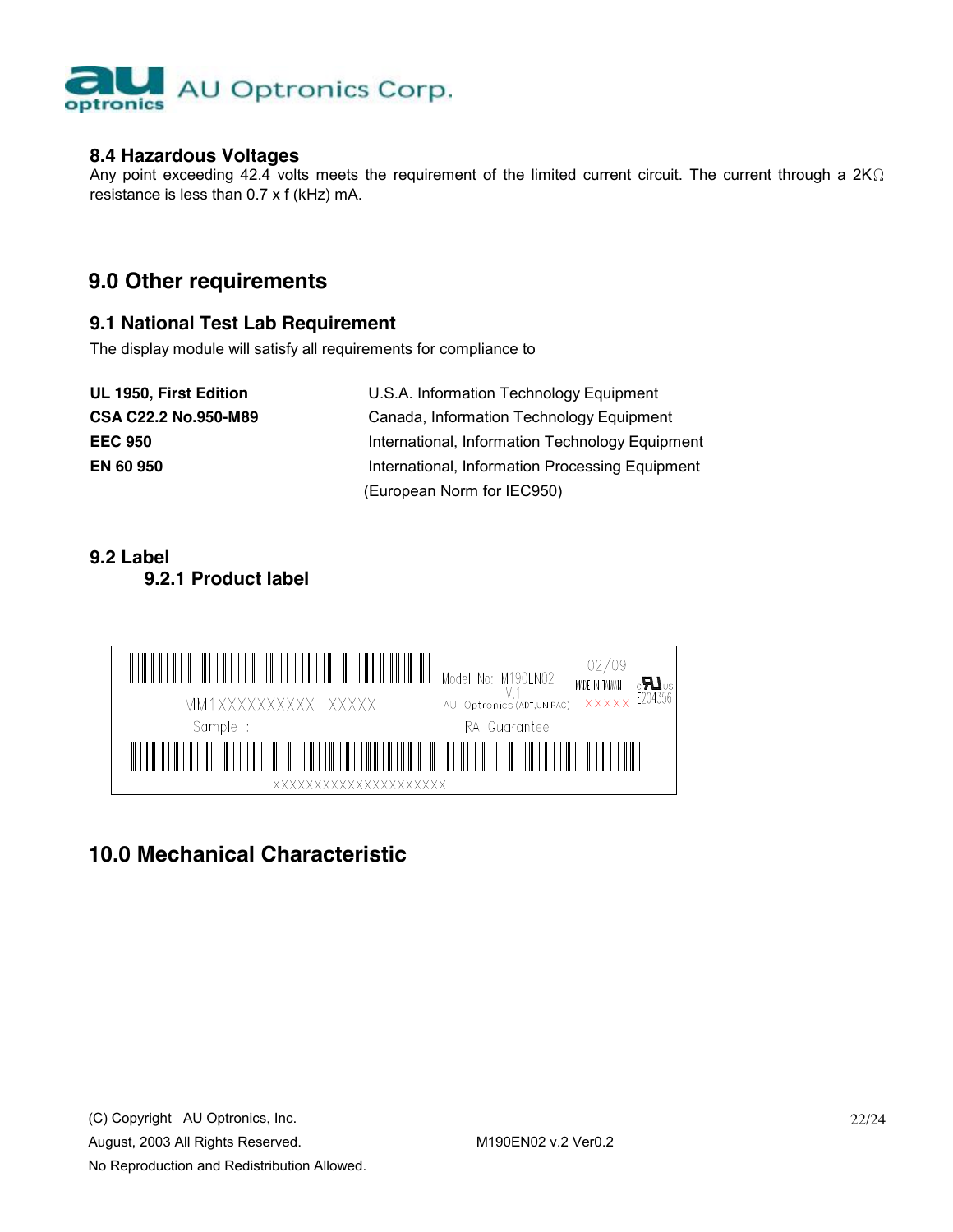### 8.4 Hazardous Voltages

Any point exceeding 42.4 volts meets the requirement of the limited current circuit. The current through a 2KΩ resistance is less than 0.7 x f (kHz) mA.

## 9.0 Other requirements

### 9.1 National Test Lab Requirement

The display module will satisfy all requirements for compliance to

| | |
|---|---|
| **UL 1950, First Edition** | U.S.A. Information Technology Equipment |
| **CSA C22.2 No.950-M89** | Canada, Information Technology Equipment |
| **EEC 950** | International, Information Technology Equipment |
| **EN 60 950** | International, Information Processing Equipment (European Norm for IEC950) |

### 9.2 Label

#### 9.2.1 Product label

MM1XXXXXXXXXX—XXXXX

Sample :

Model No: M190EN02 V.1

AU Optronics (ADT,UNIPAC)

RA Guarantee

02/09

MADE IN TAIWAN

XXXXX

E204356

XXXXXXXXXXXXXXXXXXXXX

## 10.0 Mechanical Characteristic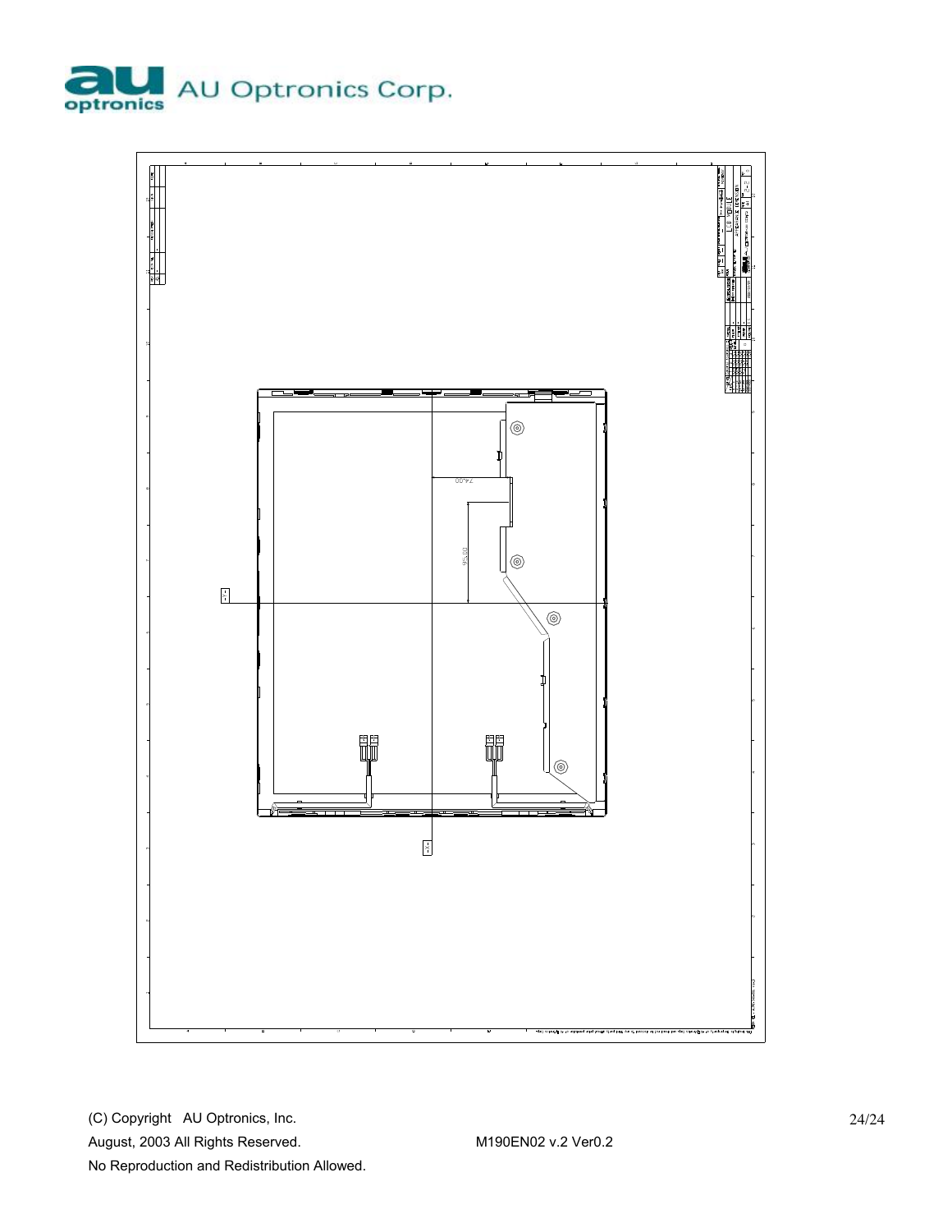74.00

95.00